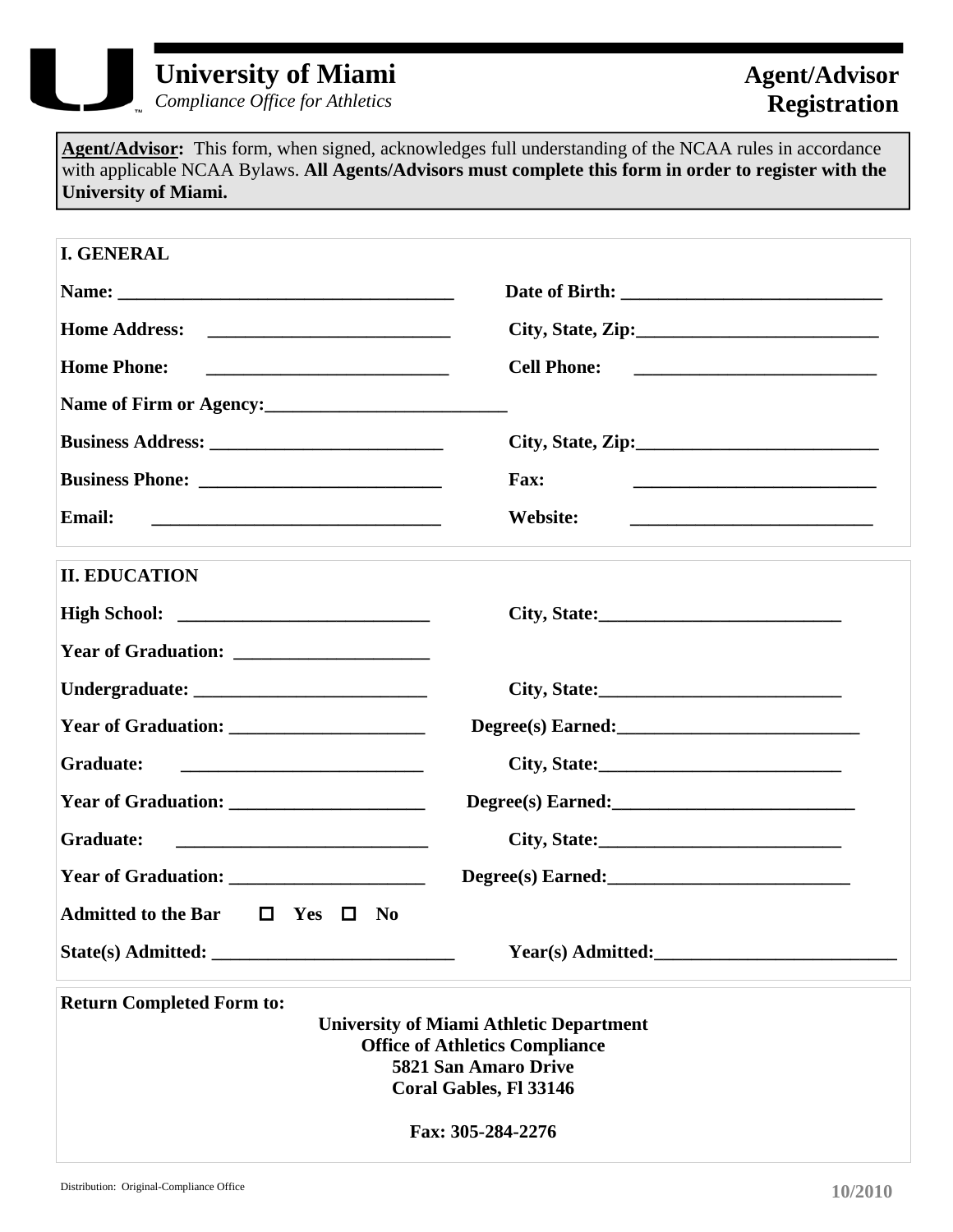# University of Miami

*Compliance Office for Athletics*

## Agent/Advisor Registration

**Agent/Advisor:** This form, when signed, acknowledges full understanding of the NCAA rules in accordance with applicable NCAA Bylaws. **All Agents/Advisors must complete this form in order to register with the University of Miami.**

### I. GENERAL

**Name:** ______________________________ **Date of Birth:** ______________________________

**Home Address:** ______________________________ **City, State, Zip:** ______________________________

**Home Phone:** ______________________________ **Cell Phone:** ______________________________

**Name of Firm or Agency:** ______________________________

**Business Address:** ______________________________ **City, State, Zip:** ______________________________

**Business Phone:** ______________________________ **Fax:** ______________________________

**Email:** ______________________________ **Website:** ______________________________

### II. EDUCATION

**High School:** ______________________________ **City, State:** ______________________________

**Year of Graduation:** ______________________________

**Undergraduate:** ______________________________ **City, State:** ______________________________

**Year of Graduation:** ______________________________ **Degree(s) Earned:** ______________________________

**Graduate:** ______________________________ **City, State:** ______________________________

**Year of Graduation:** ______________________________ **Degree(s) Earned:** ______________________________

**Graduate:** ______________________________ **City, State:** ______________________________

**Year of Graduation:** ______________________________ **Degree(s) Earned:** ______________________________

**Admitted to the Bar** ☐ **Yes** ☐ **No**

**State(s) Admitted:** ______________________________ **Year(s) Admitted:** ______________________________

**Return Completed Form to:**

**University of Miami Athletic Department**
**Office of Athletics Compliance**
**5821 San Amaro Drive**
**Coral Gables, Fl 33146**

**Fax: 305-284-2276**

Distribution: Original-Compliance Office

10/2010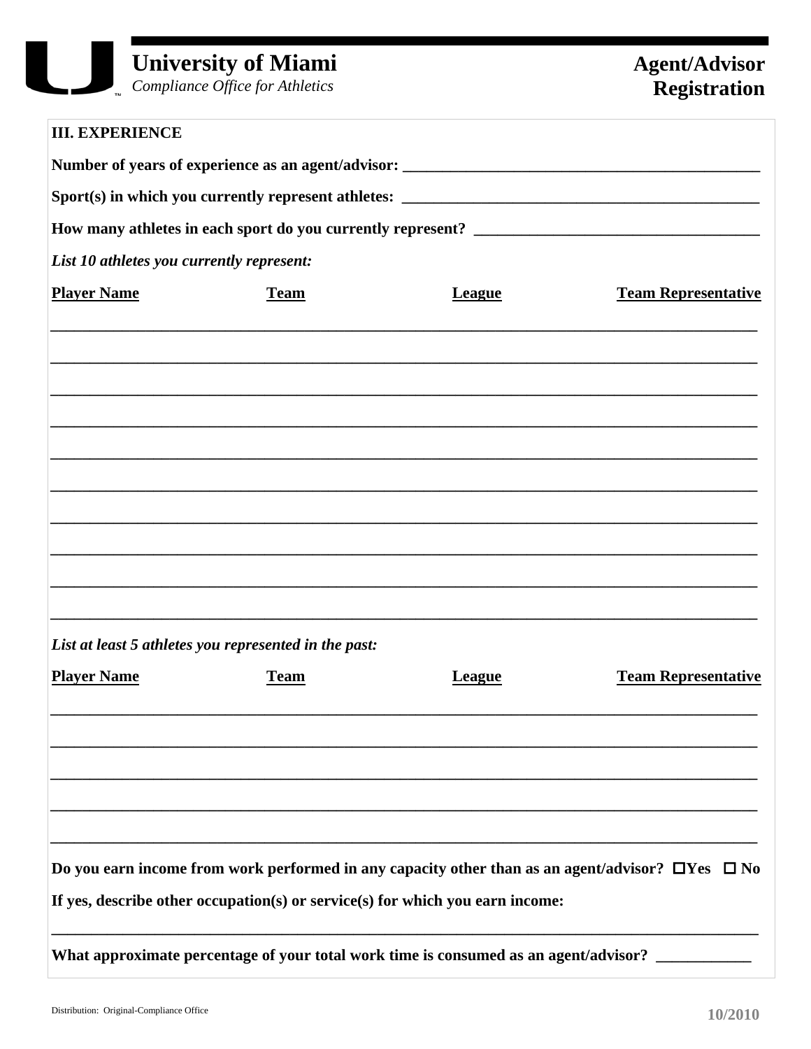**University of Miami**
*Compliance Office for Athletics*

**Agent/Advisor Registration**

### III. EXPERIENCE

**Number of years of experience as an agent/advisor:** ____________________________________________

**Sport(s) in which you currently represent athletes:** ____________________________________________

**How many athletes in each sport do you currently represent?** ___________________________________

***List 10 athletes you currently represent:***

| Player Name | Team | League | Team Representative |
| --- | --- | --- | --- |
| | | | |
| | | | |
| | | | |
| | | | |
| | | | |
| | | | |
| | | | |
| | | | |
| | | | |
| | | | |

***List at least 5 athletes you represented in the past:***

| Player Name | Team | League | Team Representative |
| --- | --- | --- | --- |
| | | | |
| | | | |
| | | | |
| | | | |
| | | | |

**Do you earn income from work performed in any capacity other than as an agent/advisor?** ☐ **Yes** ☐ **No**

**If yes, describe other occupation(s) or service(s) for which you earn income:**

_____________________________________________________________________________________

**What approximate percentage of your total work time is consumed as an agent/advisor?** ____________

Distribution: Original-Compliance Office

10/2010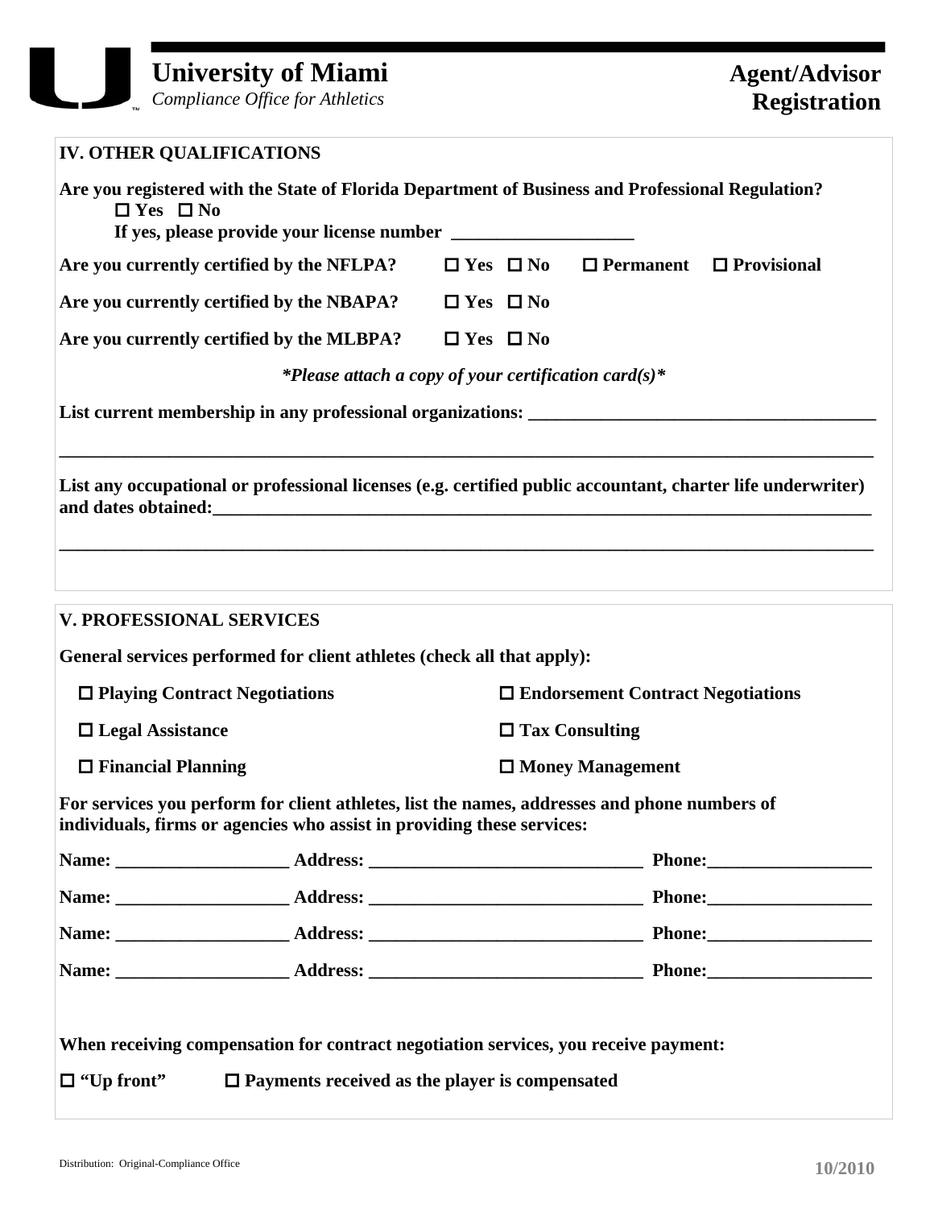**University of Miami**
*Compliance Office for Athletics*

**Agent/Advisor Registration**

## IV. OTHER QUALIFICATIONS

**Are you registered with the State of Florida Department of Business and Professional Regulation?**
☐ Yes ☐ No
If yes, please provide your license number ____________________

**Are you currently certified by the NFLPA?** ☐ Yes ☐ No ☐ Permanent ☐ Provisional

**Are you currently certified by the NBAPA?** ☐ Yes ☐ No

**Are you currently certified by the MLBPA?** ☐ Yes ☐ No

***Please attach a copy of your certification card(s)***

**List current membership in any professional organizations:** ______________________________________

_____________________________________________________________________________________

**List any occupational or professional licenses (e.g. certified public accountant, charter life underwriter) and dates obtained:**_____________________________________________________________________

_____________________________________________________________________________________

## V. PROFESSIONAL SERVICES

**General services performed for client athletes (check all that apply):**

- ☐ Playing Contract Negotiations
- ☐ Endorsement Contract Negotiations
- ☐ Legal Assistance
- ☐ Tax Consulting
- ☐ Financial Planning
- ☐ Money Management

**For services you perform for client athletes, list the names, addresses and phone numbers of individuals, firms or agencies who assist in providing these services:**

**Name:** ___________________ **Address:** ______________________________ **Phone:**__________________

**Name:** ___________________ **Address:** ______________________________ **Phone:**__________________

**Name:** ___________________ **Address:** ______________________________ **Phone:**__________________

**Name:** ___________________ **Address:** ______________________________ **Phone:**__________________

**When receiving compensation for contract negotiation services, you receive payment:**

☐ "Up front" ☐ Payments received as the player is compensated

Distribution: Original-Compliance Office

10/2010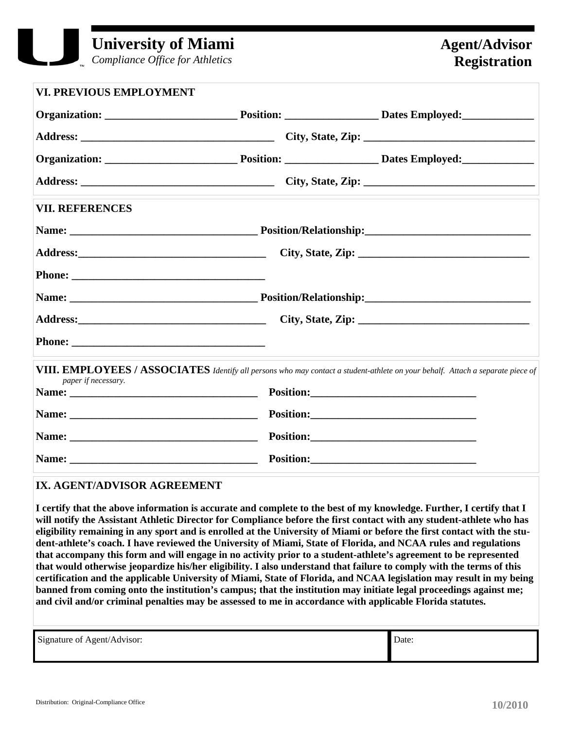# University of Miami

*Compliance Office for Athletics*

**Agent/Advisor Registration**

## VI. PREVIOUS EMPLOYMENT

**Organization:** ________________________ **Position:** ________________ **Dates Employed:**_____________

**Address:** ___________________________________ **City, State, Zip:** ______________________________

**Organization:** ________________________ **Position:** ________________ **Dates Employed:**_____________

**Address:** ___________________________________ **City, State, Zip:** ______________________________

## VII. REFERENCES

**Name:** __________________________________ **Position/Relationship:**______________________________

**Address:**__________________________________ **City, State, Zip:** ______________________________

**Phone:** __________________________________

**Name:** __________________________________ **Position/Relationship:**______________________________

**Address:**__________________________________ **City, State, Zip:** ______________________________

**Phone:** __________________________________

## VIII. EMPLOYEES / ASSOCIATES

*Identify all persons who may contact a student-athlete on your behalf. Attach a separate piece of paper if necessary.*

**Name:** __________________________________ **Position:**______________________________

**Name:** __________________________________ **Position:**______________________________

**Name:** __________________________________ **Position:**______________________________

**Name:** __________________________________ **Position:**______________________________

## IX. AGENT/ADVISOR AGREEMENT

**I certify that the above information is accurate and complete to the best of my knowledge. Further, I certify that I will notify the Assistant Athletic Director for Compliance before the first contact with any student-athlete who has eligibility remaining in any sport and is enrolled at the University of Miami or before the first contact with the student-athlete's coach. I have reviewed the University of Miami, State of Florida, and NCAA rules and regulations that accompany this form and will engage in no activity prior to a student-athlete's agreement to be represented that would otherwise jeopardize his/her eligibility. I also understand that failure to comply with the terms of this certification and the applicable University of Miami, State of Florida, and NCAA legislation may result in my being banned from coming onto the institution's campus; that the institution may initiate legal proceedings against me; and civil and/or criminal penalties may be assessed to me in accordance with applicable Florida statutes.**

| | |
|---|---|
| Signature of Agent/Advisor: | Date: |

Distribution: Original-Compliance Office

**10/2010**